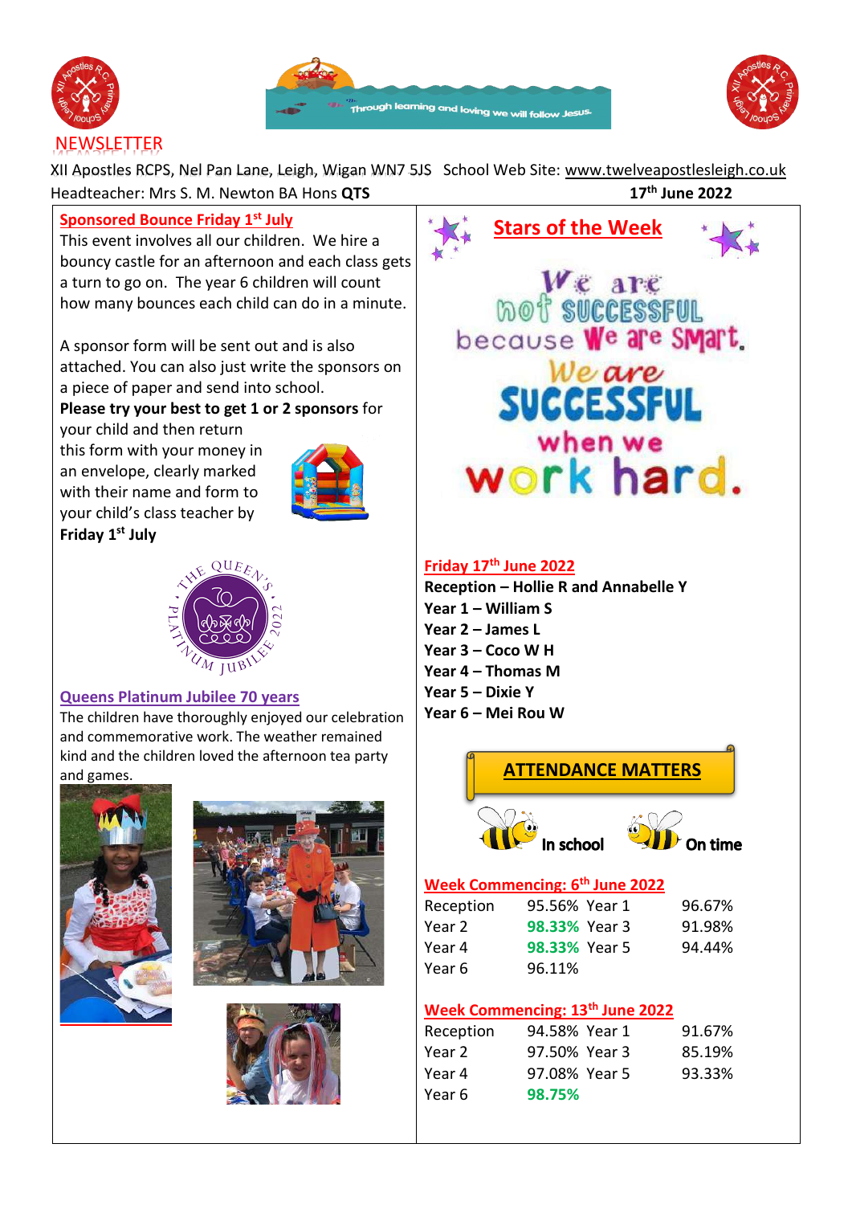# NEWSLETTER

XII Apostles RCPS, Nel Pan Lane, Leigh, Wigan WN7 5JS   School Web Site: www.twelveapostlesleigh.co.uk

Headteacher: Mrs S. M. Newton BA Hons **QTS**

**17th June 2022**

## Sponsored Bounce Friday 1st July

This event involves all our children. We hire a bouncy castle for an afternoon and each class gets a turn to go on. The year 6 children will count how many bounces each child can do in a minute.

A sponsor form will be sent out and is also attached. You can also just write the sponsors on a piece of paper and send into school. **Please try your best to get 1 or 2 sponsors** for your child and then return this form with your money in an envelope, clearly marked with their name and form to your child's class teacher by **Friday 1st July**

## Queens Platinum Jubilee 70 years

The children have thoroughly enjoyed our celebration and commemorative work. The weather remained kind and the children loved the afternoon tea party and games.

## Stars of the Week

We are not successful because we are smart. We are successful when we work hard.

### Friday 17th June 2022

**Reception – Hollie R and Annabelle Y**
**Year 1 – William S**
**Year 2 – James L**
**Year 3 – Coco W H**
**Year 4 – Thomas M**
**Year 5 – Dixie Y**
**Year 6 – Mei Rou W**

## ATTENDANCE MATTERS

In school   On time

### Week Commencing: 6th June 2022

| Class | Attendance | Class | Attendance |
|---|---|---|---|
| Reception | 95.56% | Year 1 | 96.67% |
| Year 2 | 98.33% | Year 3 | 91.98% |
| Year 4 | 98.33% | Year 5 | 94.44% |
| Year 6 | 96.11% | | |

### Week Commencing: 13th June 2022

| Class | Attendance | Class | Attendance |
|---|---|---|---|
| Reception | 94.58% | Year 1 | 91.67% |
| Year 2 | 97.50% | Year 3 | 85.19% |
| Year 4 | 97.08% | Year 5 | 93.33% |
| Year 6 | 98.75% | | |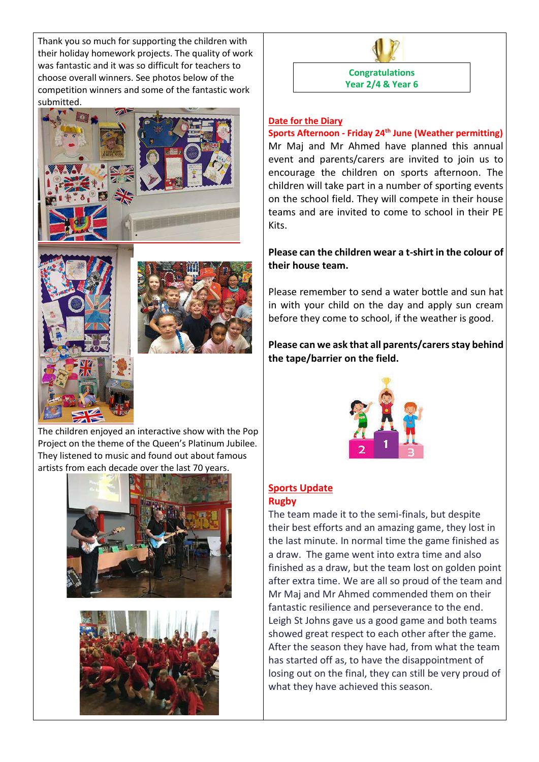Thank you so much for supporting the children with their holiday homework projects. The quality of work was fantastic and it was so difficult for teachers to choose overall winners. See photos below of the competition winners and some of the fantastic work submitted.

The children enjoyed an interactive show with the Pop Project on the theme of the Queen's Platinum Jubilee. They listened to music and found out about famous artists from each decade over the last 70 years.

**Congratulations**
**Year 2/4 & Year 6**

## Date for the Diary

**Sports Afternoon - Friday 24th June (Weather permitting)**

Mr Maj and Mr Ahmed have planned this annual event and parents/carers are invited to join us to encourage the children on sports afternoon. The children will take part in a number of sporting events on the school field. They will compete in their house teams and are invited to come to school in their PE Kits.

**Please can the children wear a t-shirt in the colour of their house team.**

Please remember to send a water bottle and sun hat in with your child on the day and apply sun cream before they come to school, if the weather is good.

**Please can we ask that all parents/carers stay behind the tape/barrier on the field.**

## Sports Update

### Rugby

The team made it to the semi-finals, but despite their best efforts and an amazing game, they lost in the last minute. In normal time the game finished as a draw. The game went into extra time and also finished as a draw, but the team lost on golden point after extra time. We are all so proud of the team and Mr Maj and Mr Ahmed commended them on their fantastic resilience and perseverance to the end. Leigh St Johns gave us a good game and both teams showed great respect to each other after the game. After the season they have had, from what the team has started off as, to have the disappointment of losing out on the final, they can still be very proud of what they have achieved this season.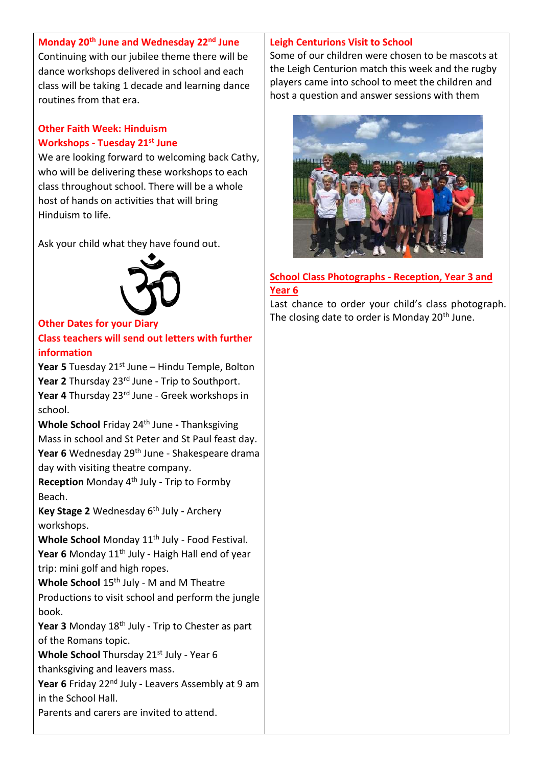## Monday 20th June and Wednesday 22nd June

Continuing with our jubilee theme there will be dance workshops delivered in school and each class will be taking 1 decade and learning dance routines from that era.

## Other Faith Week: Hinduism Workshops - Tuesday 21st June

We are looking forward to welcoming back Cathy, who will be delivering these workshops to each class throughout school. There will be a whole host of hands on activities that will bring Hinduism to life.

Ask your child what they have found out.

## Other Dates for your Diary

## Class teachers will send out letters with further information

**Year 5** Tuesday 21st June – Hindu Temple, Bolton
**Year 2** Thursday 23rd June - Trip to Southport.
**Year 4** Thursday 23rd June - Greek workshops in school.
**Whole School** Friday 24th June **-** Thanksgiving Mass in school and St Peter and St Paul feast day.
**Year 6** Wednesday 29th June - Shakespeare drama day with visiting theatre company.
**Reception** Monday 4th July - Trip to Formby Beach.
**Key Stage 2** Wednesday 6th July - Archery workshops.
**Whole School** Monday 11th July - Food Festival.
**Year 6** Monday 11th July - Haigh Hall end of year trip: mini golf and high ropes.
**Whole School** 15th July - M and M Theatre Productions to visit school and perform the jungle book.
**Year 3** Monday 18th July - Trip to Chester as part of the Romans topic.
**Whole School** Thursday 21st July - Year 6 thanksgiving and leavers mass.
**Year 6** Friday 22nd July - Leavers Assembly at 9 am in the School Hall.
Parents and carers are invited to attend.

## Leigh Centurions Visit to School

Some of our children were chosen to be mascots at the Leigh Centurion match this week and the rugby players came into school to meet the children and host a question and answer sessions with them

## School Class Photographs - Reception, Year 3 and Year 6

Last chance to order your child's class photograph. The closing date to order is Monday 20th June.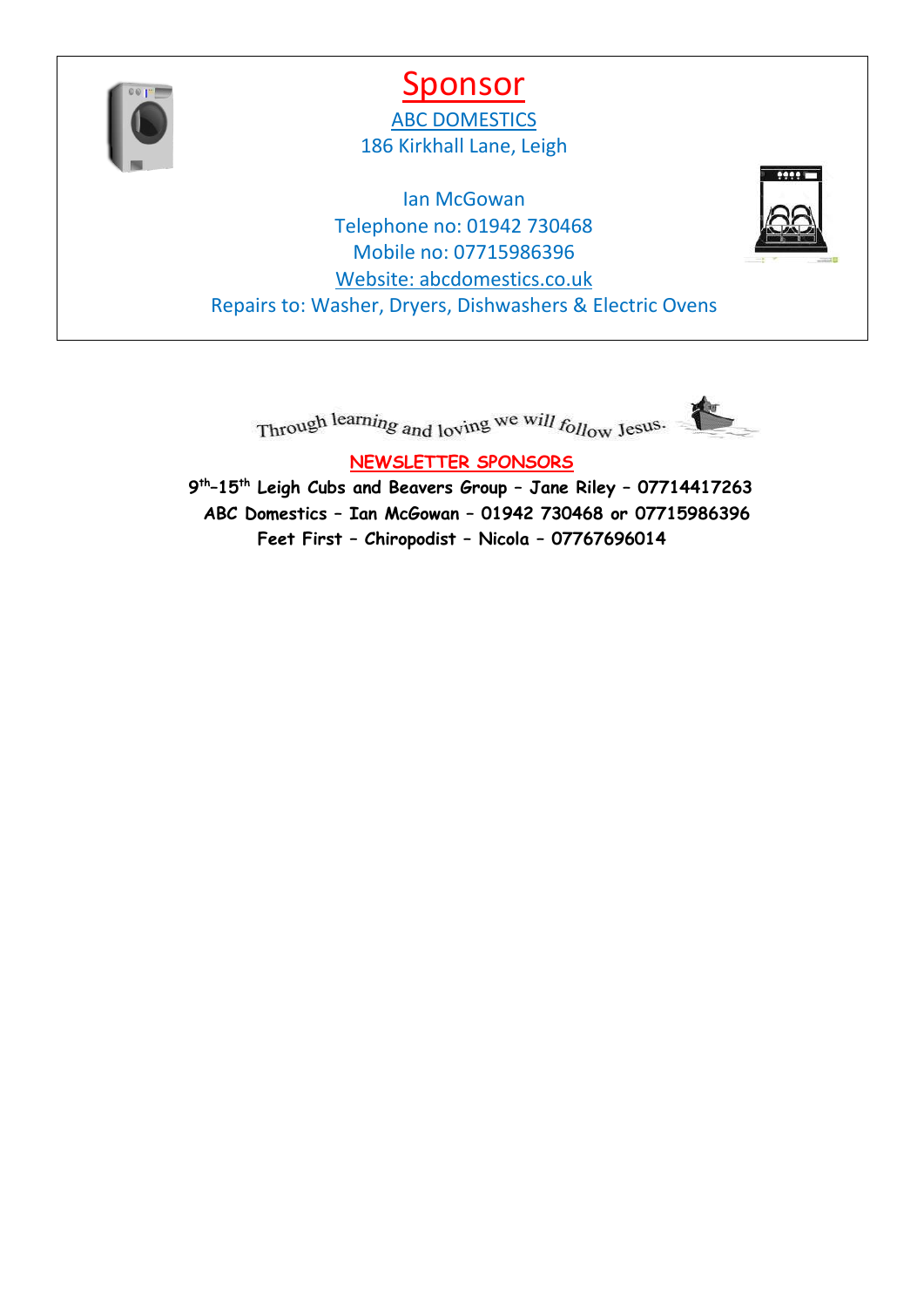# Sponsor

ABC DOMESTICS
186 Kirkhall Lane, Leigh

Ian McGowan
Telephone no: 01942 730468
Mobile no: 07715986396
Website: abcdomestics.co.uk
Repairs to: Washer, Dryers, Dishwashers & Electric Ovens

Through learning and loving we will follow Jesus.

## NEWSLETTER SPONSORS

**9th–15th Leigh Cubs and Beavers Group – Jane Riley – 07714417263**
**ABC Domestics – Ian McGowan – 01942 730468 or 07715986396**
**Feet First – Chiropodist – Nicola – 07767696014**